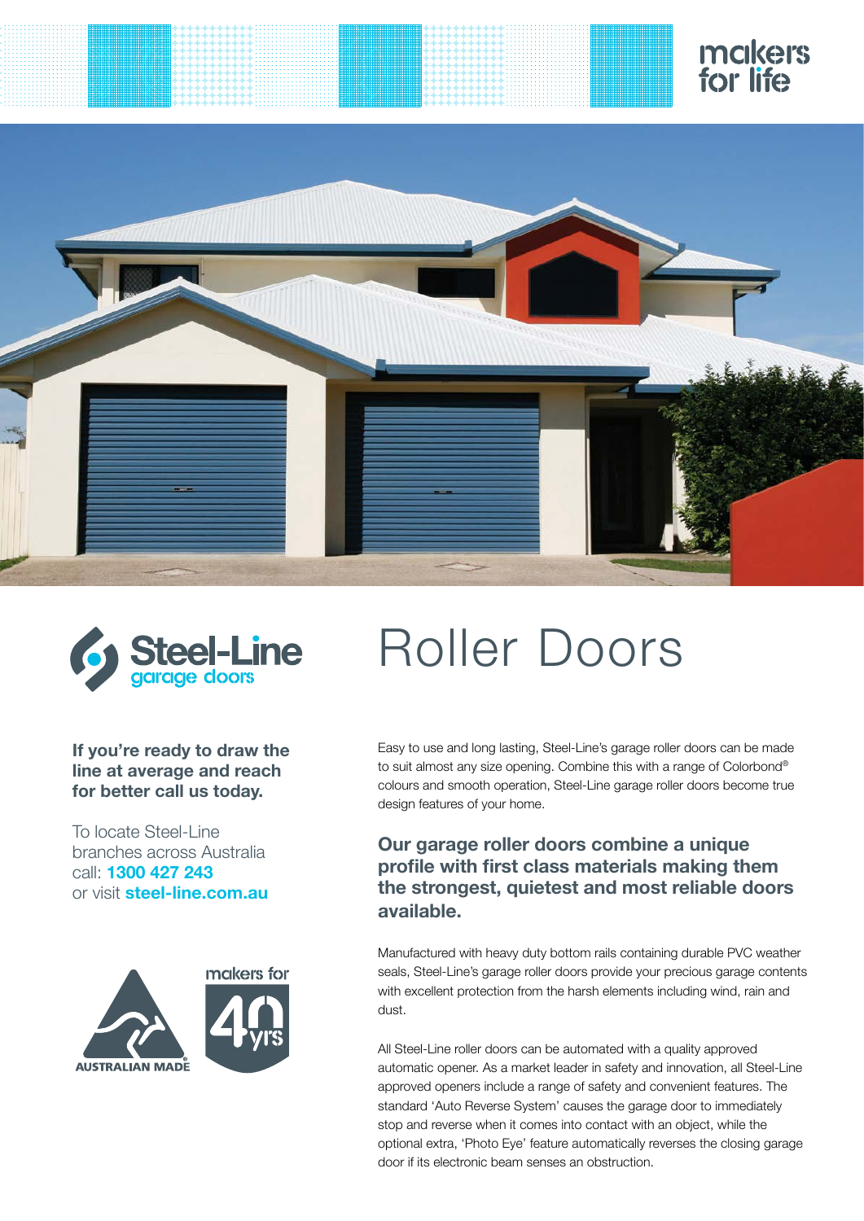makers for life

Steel-Line garage doors

# Roller Doors

**If you're ready to draw the line at average and reach for better call us today.**

To locate Steel-Line branches across Australia call: **1300 427 243** or visit **steel-line.com.au**

AUSTRALIAN MADE

makers for 40 yrs

Easy to use and long lasting, Steel-Line's garage roller doors can be made to suit almost any size opening. Combine this with a range of Colorbond® colours and smooth operation, Steel-Line garage roller doors become true design features of your home.

## Our garage roller doors combine a unique profile with first class materials making them the strongest, quietest and most reliable doors available.

Manufactured with heavy duty bottom rails containing durable PVC weather seals, Steel-Line's garage roller doors provide your precious garage contents with excellent protection from the harsh elements including wind, rain and dust.

All Steel-Line roller doors can be automated with a quality approved automatic opener. As a market leader in safety and innovation, all Steel-Line approved openers include a range of safety and convenient features. The standard 'Auto Reverse System' causes the garage door to immediately stop and reverse when it comes into contact with an object, while the optional extra, 'Photo Eye' feature automatically reverses the closing garage door if its electronic beam senses an obstruction.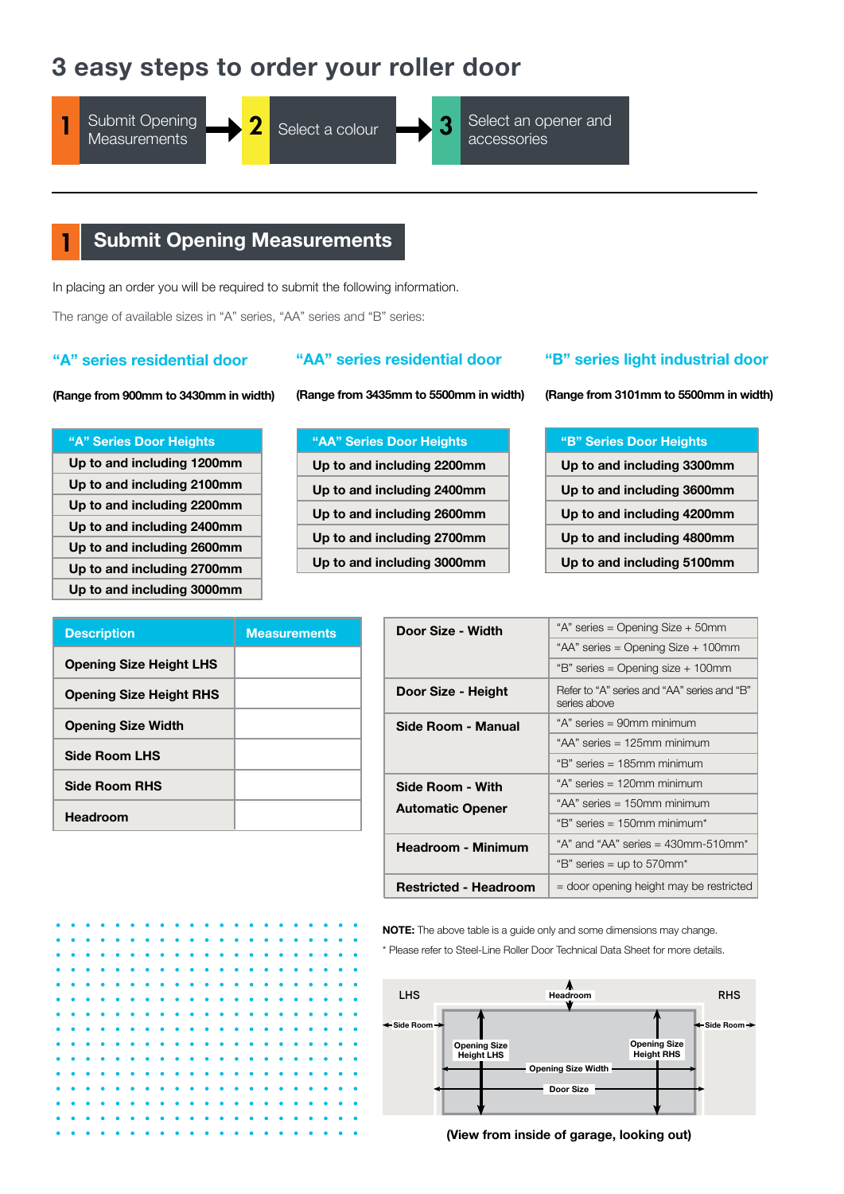# 3 easy steps to order your roller door

1 Submit Opening Measurements → 2 Select a colour → 3 Select an opener and accessories

## 1 Submit Opening Measurements

In placing an order you will be required to submit the following information.

The range of available sizes in "A" series, "AA" series and "B" series:

### "A" series residential door

**(Range from 900mm to 3430mm in width)**

| "A" Series Door Heights |
|---|
| Up to and including 1200mm |
| Up to and including 2100mm |
| Up to and including 2200mm |
| Up to and including 2400mm |
| Up to and including 2600mm |
| Up to and including 2700mm |
| Up to and including 3000mm |

### "AA" series residential door

**(Range from 3435mm to 5500mm in width)**

| "AA" Series Door Heights |
|---|
| Up to and including 2200mm |
| Up to and including 2400mm |
| Up to and including 2600mm |
| Up to and including 2700mm |
| Up to and including 3000mm |

### "B" series light industrial door

**(Range from 3101mm to 5500mm in width)**

| "B" Series Door Heights |
|---|
| Up to and including 3300mm |
| Up to and including 3600mm |
| Up to and including 4200mm |
| Up to and including 4800mm |
| Up to and including 5100mm |

| Description | Measurements |
|---|---|
| Opening Size Height LHS | |
| Opening Size Height RHS | |
| Opening Size Width | |
| Side Room LHS | |
| Side Room RHS | |
| Headroom | |

| | |
|---|---|
| **Door Size - Width** | "A" series = Opening Size + 50mm |
| | "AA" series = Opening Size + 100mm |
| | "B" series = Opening size + 100mm |
| **Door Size - Height** | Refer to "A" series and "AA" series and "B" series above |
| **Side Room - Manual** | "A" series = 90mm minimum |
| | "AA" series = 125mm minimum |
| | "B" series = 185mm minimum |
| **Side Room - With Automatic Opener** | "A" series = 120mm minimum |
| | "AA" series = 150mm minimum |
| | "B" series = 150mm minimum* |
| **Headroom - Minimum** | "A" and "AA" series = 430mm-510mm* |
| | "B" series = up to 570mm* |
| **Restricted - Headroom** | = door opening height may be restricted |

**NOTE:** The above table is a guide only and some dimensions may change.

\* Please refer to Steel-Line Roller Door Technical Data Sheet for more details.

LHS · Headroom · RHS · Side Room · Opening Size Height LHS · Opening Size Height RHS · Opening Size Width · Door Size

**(View from inside of garage, looking out)**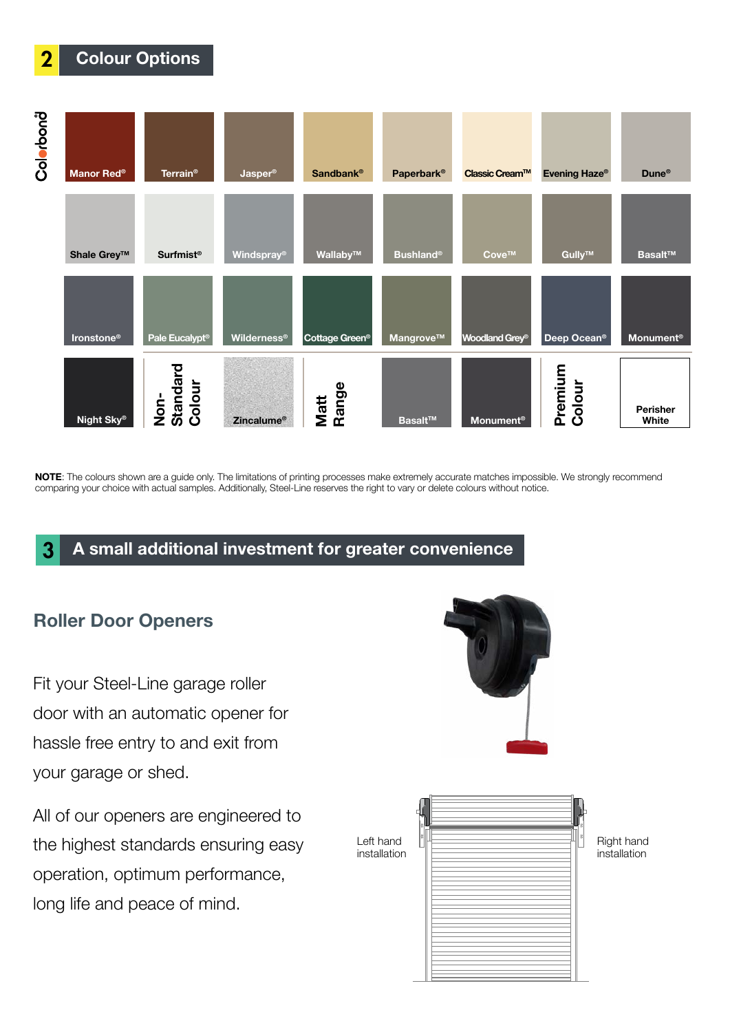## 2 Colour Options

Colorbond

| | | | | | | | |
|---|---|---|---|---|---|---|---|
| Manor Red® | Terrain® | Jasper® | Sandbank® | Paperbark® | Classic Cream™ | Evening Haze® | Dune® |
| Shale Grey™ | Surfmist® | Windspray® | Wallaby™ | Bushland® | Cove™ | Gully™ | Basalt™ |
| Ironstone® | Pale Eucalypt® | Wilderness® | Cottage Green® | Mangrove™ | Woodland Grey® | Deep Ocean® | Monument® |
| Night Sky® | Non-Standard Colour | Zincalume® | Matt Range | Basalt™ | Monument® | Premium Colour | Perisher White |

**NOTE**: The colours shown are a guide only. The limitations of printing processes make extremely accurate matches impossible. We strongly recommend comparing your choice with actual samples. Additionally, Steel-Line reserves the right to vary or delete colours without notice.

## 3 A small additional investment for greater convenience

### Roller Door Openers

Fit your Steel-Line garage roller door with an automatic opener for hassle free entry to and exit from your garage or shed.

All of our openers are engineered to the highest standards ensuring easy operation, optimum performance, long life and peace of mind.

Left hand installation

Right hand installation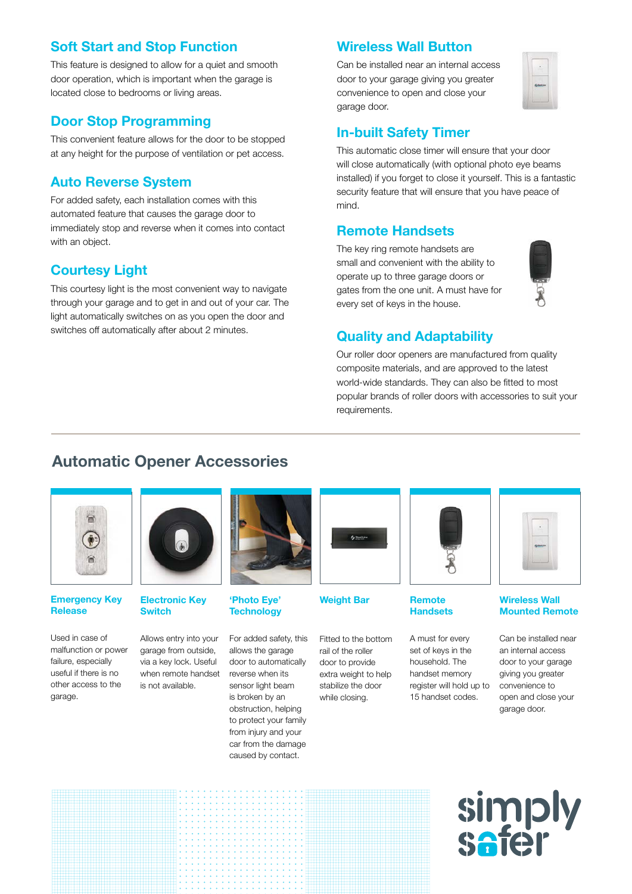## Soft Start and Stop Function

This feature is designed to allow for a quiet and smooth door operation, which is important when the garage is located close to bedrooms or living areas.

## Door Stop Programming

This convenient feature allows for the door to be stopped at any height for the purpose of ventilation or pet access.

## Auto Reverse System

For added safety, each installation comes with this automated feature that causes the garage door to immediately stop and reverse when it comes into contact with an object.

## Courtesy Light

This courtesy light is the most convenient way to navigate through your garage and to get in and out of your car. The light automatically switches on as you open the door and switches off automatically after about 2 minutes.

## Wireless Wall Button

Can be installed near an internal access door to your garage giving you greater convenience to open and close your garage door.

## In-built Safety Timer

This automatic close timer will ensure that your door will close automatically (with optional photo eye beams installed) if you forget to close it yourself. This is a fantastic security feature that will ensure that you have peace of mind.

## Remote Handsets

The key ring remote handsets are small and convenient with the ability to operate up to three garage doors or gates from the one unit. A must have for every set of keys in the house.

## Quality and Adaptability

Our roller door openers are manufactured from quality composite materials, and are approved to the latest world-wide standards. They can also be fitted to most popular brands of roller doors with accessories to suit your requirements.

# Automatic Opener Accessories

### Emergency Key Release

Used in case of malfunction or power failure, especially useful if there is no other access to the garage.

### Electronic Key Switch

Allows entry into your garage from outside, via a key lock. Useful when remote handset is not available.

### 'Photo Eye' Technology

For added safety, this allows the garage door to automatically reverse when its sensor light beam is broken by an obstruction, helping to protect your family from injury and your car from the damage caused by contact.

### Weight Bar

Fitted to the bottom rail of the roller door to provide extra weight to help stabilize the door while closing.

### Remote Handsets

A must for every set of keys in the household. The handset memory register will hold up to 15 handset codes.

### Wireless Wall Mounted Remote

Can be installed near an internal access door to your garage giving you greater convenience to open and close your garage door.

simply safer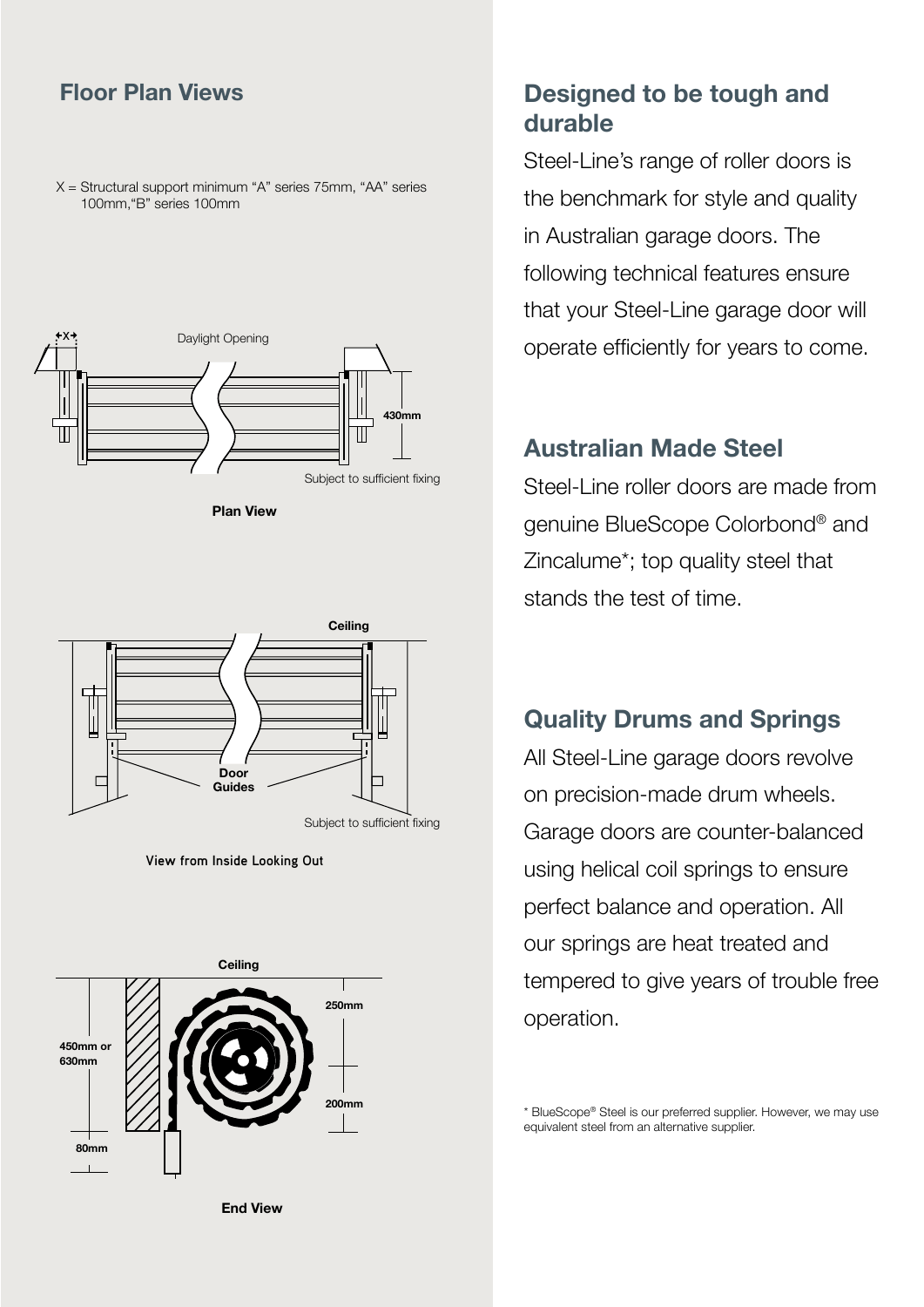## Floor Plan Views

X = Structural support minimum "A" series 75mm, "AA" series 100mm, "B" series 100mm

X

Daylight Opening

430mm

Subject to sufficient fixing

**Plan View**

Ceiling

Door Guides

Subject to sufficient fixing

**View from Inside Looking Out**

Ceiling

250mm

450mm or 630mm

200mm

80mm

**End View**

## Designed to be tough and durable

Steel-Line's range of roller doors is the benchmark for style and quality in Australian garage doors. The following technical features ensure that your Steel-Line garage door will operate efficiently for years to come.

## Australian Made Steel

Steel-Line roller doors are made from genuine BlueScope Colorbond® and Zincalume*; top quality steel that stands the test of time.

## Quality Drums and Springs

All Steel-Line garage doors revolve on precision-made drum wheels. Garage doors are counter-balanced using helical coil springs to ensure perfect balance and operation. All our springs are heat treated and tempered to give years of trouble free operation.

* BlueScope® Steel is our preferred supplier. However, we may use equivalent steel from an alternative supplier.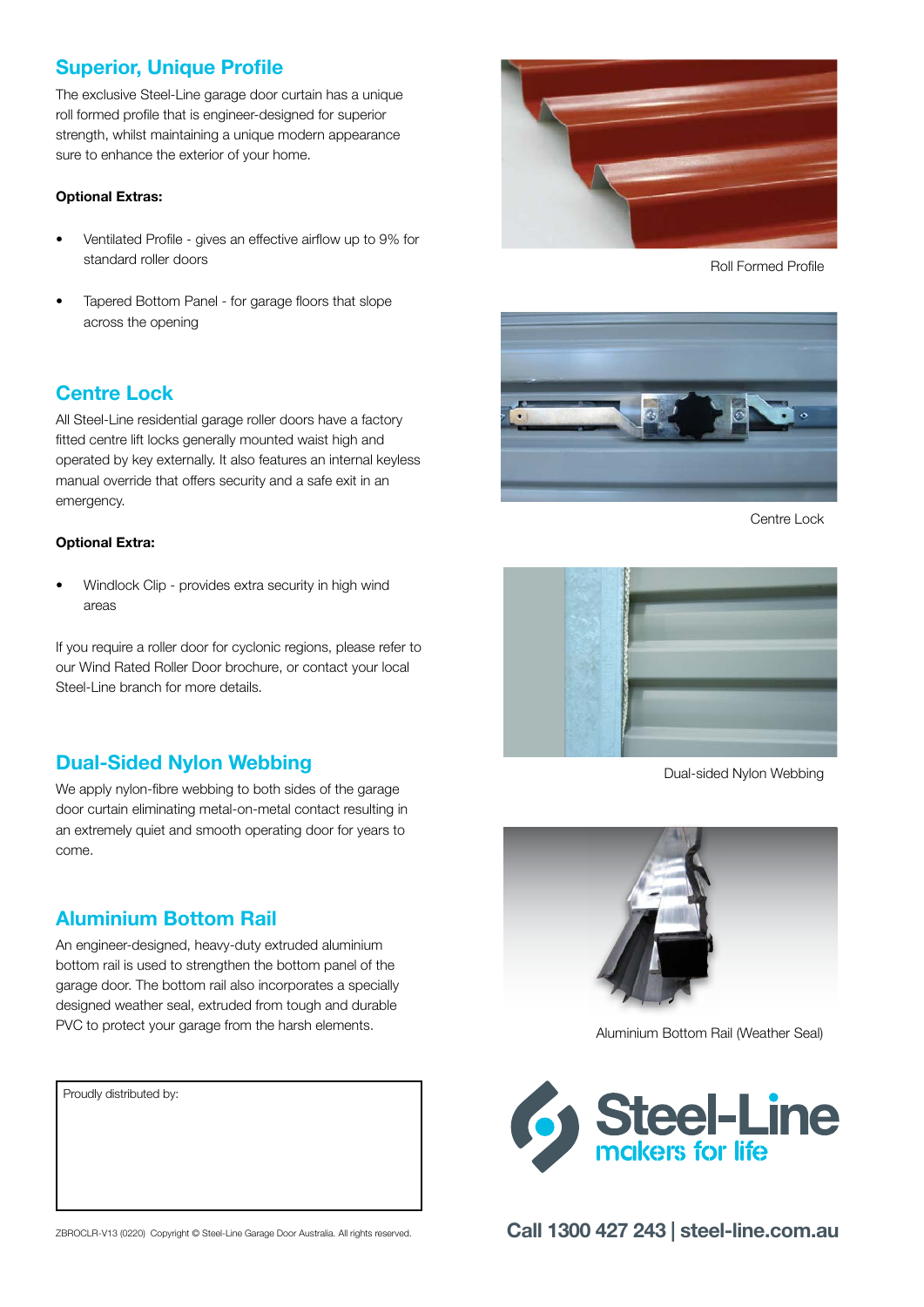## Superior, Unique Profile

The exclusive Steel-Line garage door curtain has a unique roll formed profile that is engineer-designed for superior strength, whilst maintaining a unique modern appearance sure to enhance the exterior of your home.

**Optional Extras:**

- Ventilated Profile - gives an effective airflow up to 9% for standard roller doors
- Tapered Bottom Panel - for garage floors that slope across the opening

## Centre Lock

All Steel-Line residential garage roller doors have a factory fitted centre lift locks generally mounted waist high and operated by key externally. It also features an internal keyless manual override that offers security and a safe exit in an emergency.

**Optional Extra:**

- Windlock Clip - provides extra security in high wind areas

If you require a roller door for cyclonic regions, please refer to our Wind Rated Roller Door brochure, or contact your local Steel-Line branch for more details.

## Dual-Sided Nylon Webbing

We apply nylon-fibre webbing to both sides of the garage door curtain eliminating metal-on-metal contact resulting in an extremely quiet and smooth operating door for years to come.

## Aluminium Bottom Rail

An engineer-designed, heavy-duty extruded aluminium bottom rail is used to strengthen the bottom panel of the garage door. The bottom rail also incorporates a specially designed weather seal, extruded from tough and durable PVC to protect your garage from the harsh elements.

Roll Formed Profile

Centre Lock

Dual-sided Nylon Webbing

Aluminium Bottom Rail (Weather Seal)

Proudly distributed by:

Steel-Line
makers for life

ZBROCLR-V13 (0220) Copyright © Steel-Line Garage Door Australia. All rights reserved.

**Call 1300 427 243 | steel-line.com.au**